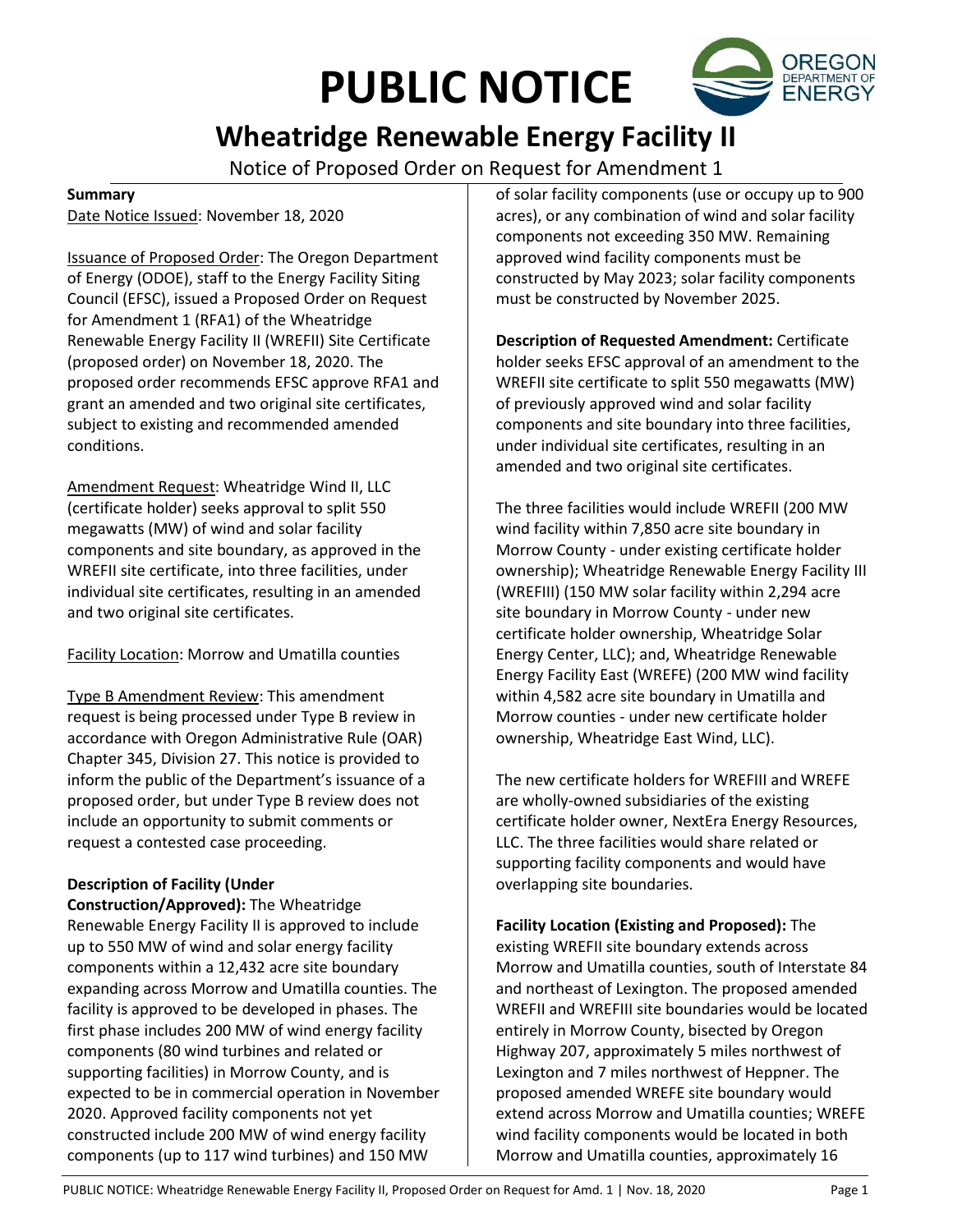# PUBLIC NOTICE

## Wheatridge Renewable Energy Facility II

Notice of Proposed Order on Request for Amendment 1

**Summary**

Date Notice Issued: November 18, 2020

Issuance of Proposed Order: The Oregon Department of Energy (ODOE), staff to the Energy Facility Siting Council (EFSC), issued a Proposed Order on Request for Amendment 1 (RFA1) of the Wheatridge Renewable Energy Facility II (WREFII) Site Certificate (proposed order) on November 18, 2020. The proposed order recommends EFSC approve RFA1 and grant an amended and two original site certificates, subject to existing and recommended amended conditions.

Amendment Request: Wheatridge Wind II, LLC (certificate holder) seeks approval to split 550 megawatts (MW) of wind and solar facility components and site boundary, as approved in the WREFII site certificate, into three facilities, under individual site certificates, resulting in an amended and two original site certificates.

Facility Location: Morrow and Umatilla counties

Type B Amendment Review: This amendment request is being processed under Type B review in accordance with Oregon Administrative Rule (OAR) Chapter 345, Division 27. This notice is provided to inform the public of the Department's issuance of a proposed order, but under Type B review does not include an opportunity to submit comments or request a contested case proceeding.

**Description of Facility (Under Construction/Approved):** The Wheatridge Renewable Energy Facility II is approved to include up to 550 MW of wind and solar energy facility components within a 12,432 acre site boundary expanding across Morrow and Umatilla counties. The facility is approved to be developed in phases. The first phase includes 200 MW of wind energy facility components (80 wind turbines and related or supporting facilities) in Morrow County, and is expected to be in commercial operation in November 2020. Approved facility components not yet constructed include 200 MW of wind energy facility components (up to 117 wind turbines) and 150 MW of solar facility components (use or occupy up to 900 acres), or any combination of wind and solar facility components not exceeding 350 MW. Remaining approved wind facility components must be constructed by May 2023; solar facility components must be constructed by November 2025.

**Description of Requested Amendment:** Certificate holder seeks EFSC approval of an amendment to the WREFII site certificate to split 550 megawatts (MW) of previously approved wind and solar facility components and site boundary into three facilities, under individual site certificates, resulting in an amended and two original site certificates.

The three facilities would include WREFII (200 MW wind facility within 7,850 acre site boundary in Morrow County - under existing certificate holder ownership); Wheatridge Renewable Energy Facility III (WREFIII) (150 MW solar facility within 2,294 acre site boundary in Morrow County - under new certificate holder ownership, Wheatridge Solar Energy Center, LLC); and, Wheatridge Renewable Energy Facility East (WREFE) (200 MW wind facility within 4,582 acre site boundary in Umatilla and Morrow counties - under new certificate holder ownership, Wheatridge East Wind, LLC).

The new certificate holders for WREFIII and WREFE are wholly-owned subsidiaries of the existing certificate holder owner, NextEra Energy Resources, LLC. The three facilities would share related or supporting facility components and would have overlapping site boundaries.

**Facility Location (Existing and Proposed):** The existing WREFII site boundary extends across Morrow and Umatilla counties, south of Interstate 84 and northeast of Lexington. The proposed amended WREFII and WREFIII site boundaries would be located entirely in Morrow County, bisected by Oregon Highway 207, approximately 5 miles northwest of Lexington and 7 miles northwest of Heppner. The proposed amended WREFE site boundary would extend across Morrow and Umatilla counties; WREFE wind facility components would be located in both Morrow and Umatilla counties, approximately 16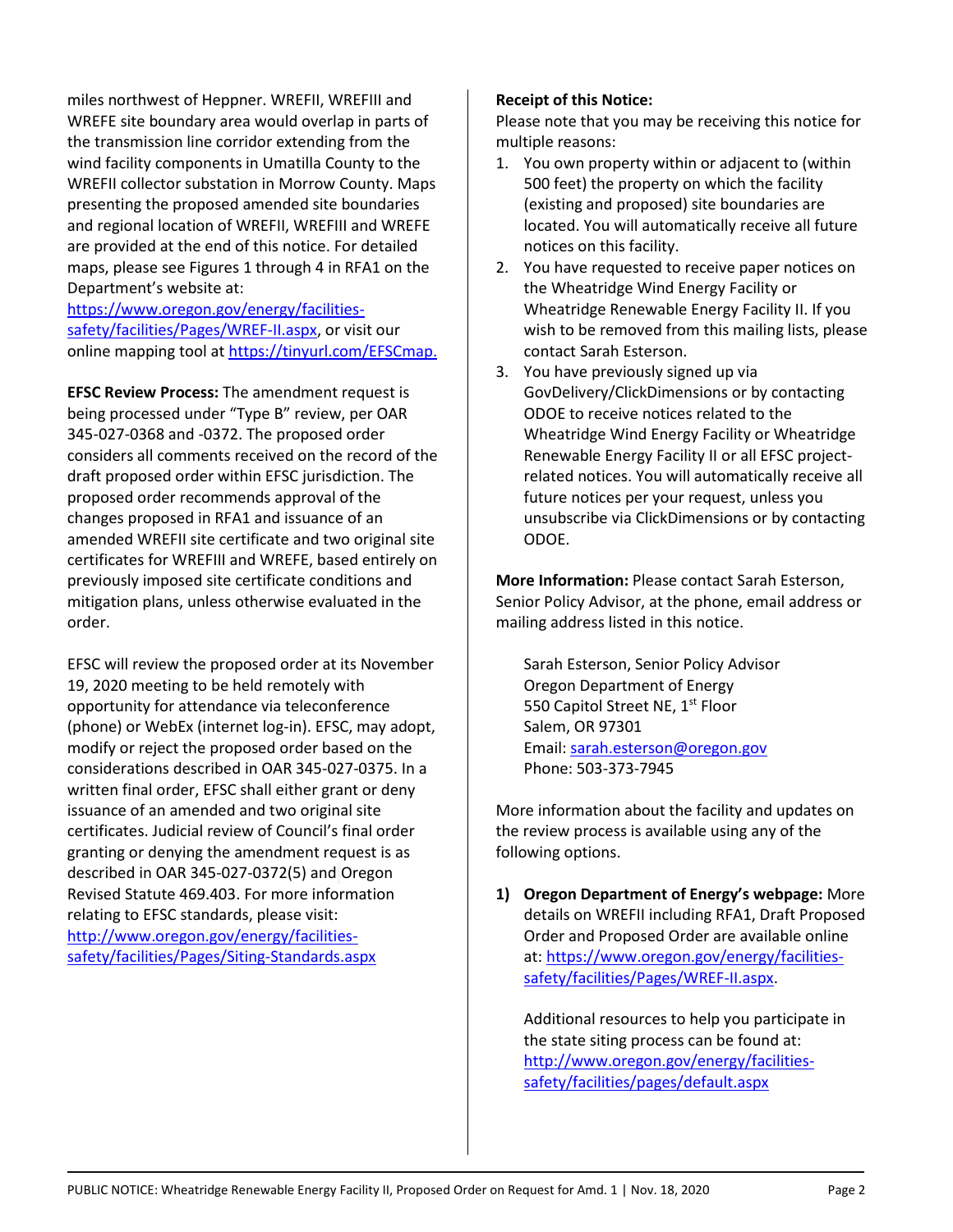miles northwest of Heppner. WREFII, WREFIII and WREFE site boundary area would overlap in parts of the transmission line corridor extending from the wind facility components in Umatilla County to the WREFII collector substation in Morrow County. Maps presenting the proposed amended site boundaries and regional location of WREFII, WREFIII and WREFE are provided at the end of this notice. For detailed maps, please see Figures 1 through 4 in RFA1 on the Department's website at: https://www.oregon.gov/energy/facilities-safety/facilities/Pages/WREF-II.aspx, or visit our online mapping tool at https://tinyurl.com/EFSCmap.

**EFSC Review Process:** The amendment request is being processed under "Type B" review, per OAR 345-027-0368 and -0372. The proposed order considers all comments received on the record of the draft proposed order within EFSC jurisdiction. The proposed order recommends approval of the changes proposed in RFA1 and issuance of an amended WREFII site certificate and two original site certificates for WREFIII and WREFE, based entirely on previously imposed site certificate conditions and mitigation plans, unless otherwise evaluated in the order.

EFSC will review the proposed order at its November 19, 2020 meeting to be held remotely with opportunity for attendance via teleconference (phone) or WebEx (internet log-in). EFSC, may adopt, modify or reject the proposed order based on the considerations described in OAR 345-027-0375. In a written final order, EFSC shall either grant or deny issuance of an amended and two original site certificates. Judicial review of Council's final order granting or denying the amendment request is as described in OAR 345-027-0372(5) and Oregon Revised Statute 469.403. For more information relating to EFSC standards, please visit: http://www.oregon.gov/energy/facilities-safety/facilities/Pages/Siting-Standards.aspx

**Receipt of this Notice:**
Please note that you may be receiving this notice for multiple reasons:

1. You own property within or adjacent to (within 500 feet) the property on which the facility (existing and proposed) site boundaries are located. You will automatically receive all future notices on this facility.
2. You have requested to receive paper notices on the Wheatridge Wind Energy Facility or Wheatridge Renewable Energy Facility II. If you wish to be removed from this mailing lists, please contact Sarah Esterson.
3. You have previously signed up via GovDelivery/ClickDimensions or by contacting ODOE to receive notices related to the Wheatridge Wind Energy Facility or Wheatridge Renewable Energy Facility II or all EFSC project-related notices. You will automatically receive all future notices per your request, unless you unsubscribe via ClickDimensions or by contacting ODOE.

**More Information:** Please contact Sarah Esterson, Senior Policy Advisor, at the phone, email address or mailing address listed in this notice.

Sarah Esterson, Senior Policy Advisor
Oregon Department of Energy
550 Capitol Street NE, 1st Floor
Salem, OR 97301
Email: sarah.esterson@oregon.gov
Phone: 503-373-7945

More information about the facility and updates on the review process is available using any of the following options.

1) **Oregon Department of Energy's webpage:** More details on WREFII including RFA1, Draft Proposed Order and Proposed Order are available online at: https://www.oregon.gov/energy/facilities-safety/facilities/Pages/WREF-II.aspx.

   Additional resources to help you participate in the state siting process can be found at: http://www.oregon.gov/energy/facilities-safety/facilities/pages/default.aspx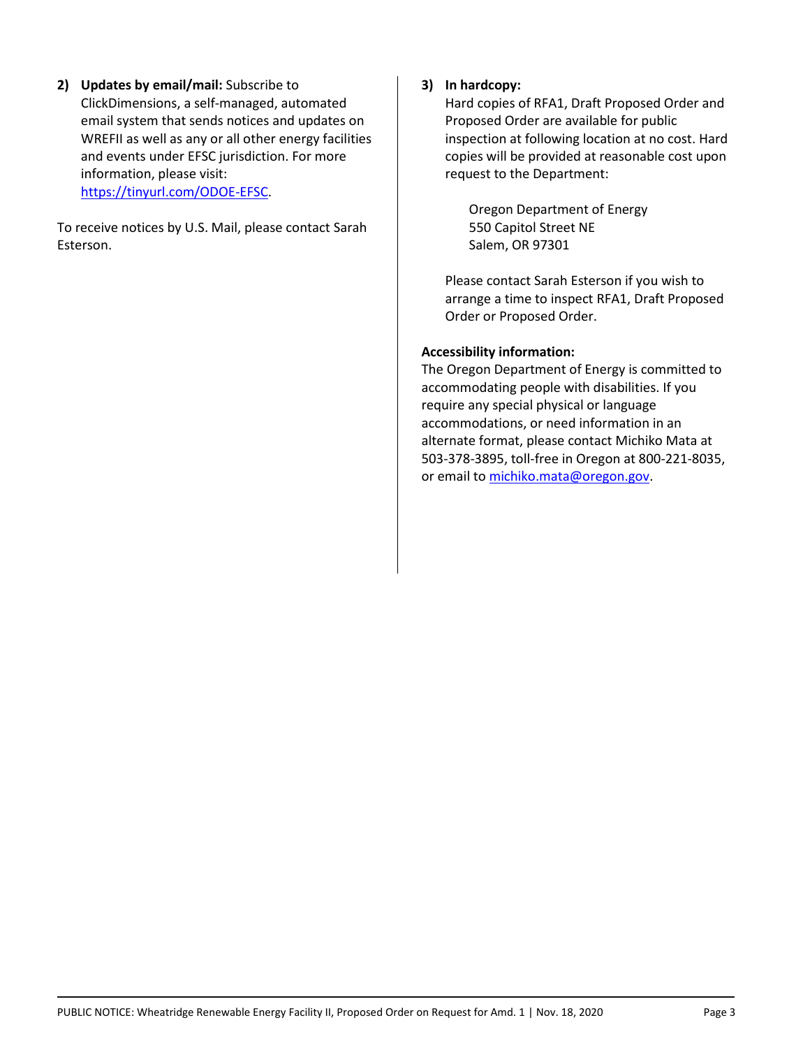2) **Updates by email/mail:** Subscribe to ClickDimensions, a self-managed, automated email system that sends notices and updates on WREFII as well as any or all other energy facilities and events under EFSC jurisdiction. For more information, please visit: [https://tinyurl.com/ODOE-EFSC](https://tinyurl.com/ODOE-EFSC).

To receive notices by U.S. Mail, please contact Sarah Esterson.

3) **In hardcopy:**
   Hard copies of RFA1, Draft Proposed Order and Proposed Order are available for public inspection at following location at no cost. Hard copies will be provided at reasonable cost upon request to the Department:

   Oregon Department of Energy
   550 Capitol Street NE
   Salem, OR 97301

   Please contact Sarah Esterson if you wish to arrange a time to inspect RFA1, Draft Proposed Order or Proposed Order.

**Accessibility information:**
The Oregon Department of Energy is committed to accommodating people with disabilities. If you require any special physical or language accommodations, or need information in an alternate format, please contact Michiko Mata at 503-378-3895, toll-free in Oregon at 800-221-8035, or email to [michiko.mata@oregon.gov](mailto:michiko.mata@oregon.gov).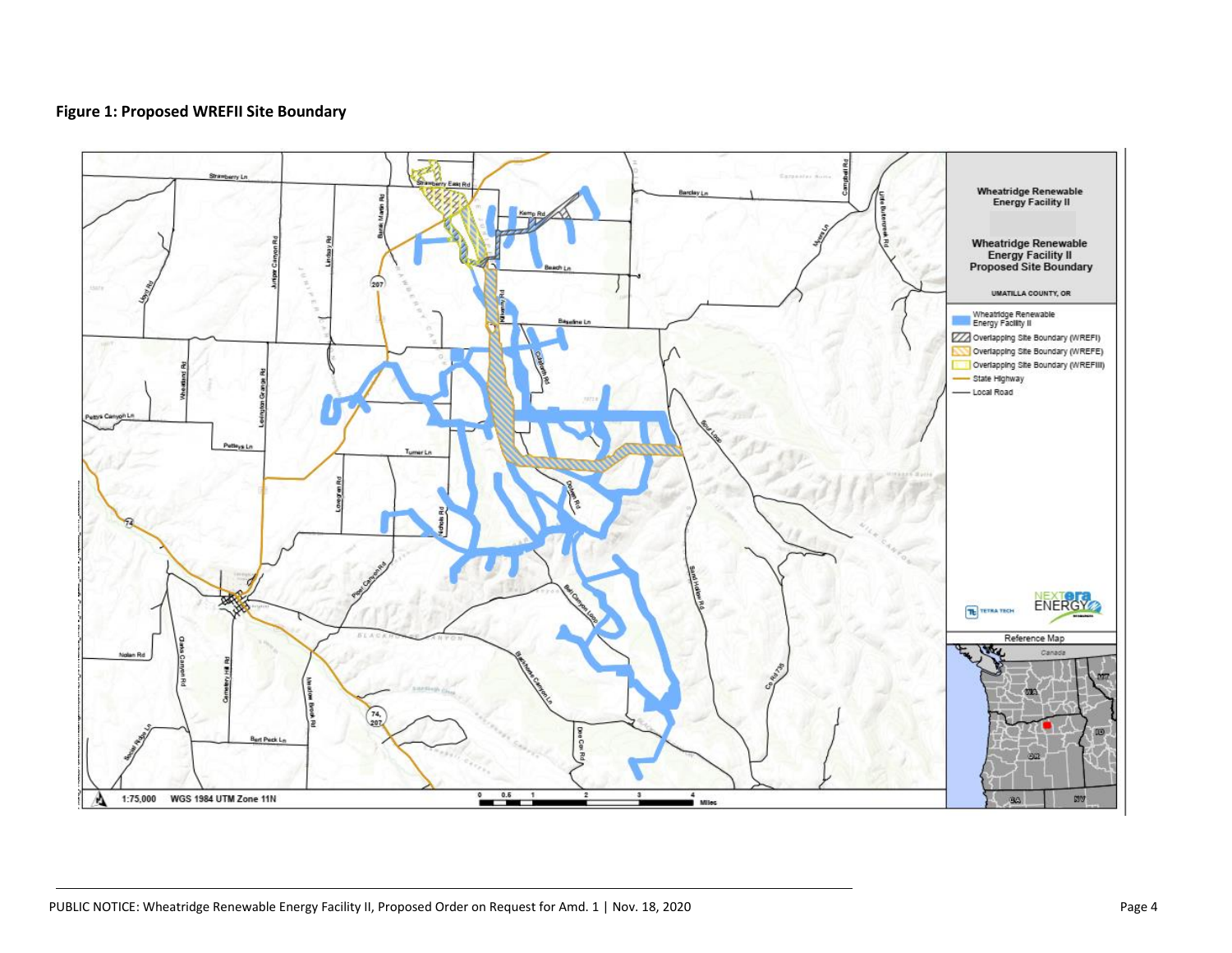**Figure 1: Proposed WREFII Site Boundary**

Wheatridge Renewable Energy Facility II

Wheatridge Renewable Energy Facility II Proposed Site Boundary

UMATILLA COUNTY, OR

- Wheatridge Renewable Energy Facility II
- Overlapping Site Boundary (WREFI)
- Overlapping Site Boundary (WREFE)
- Overlapping Site Boundary (WREFIII)
- State Highway
- Local Road

1:75,000 WGS 1984 UTM Zone 11N

Reference Map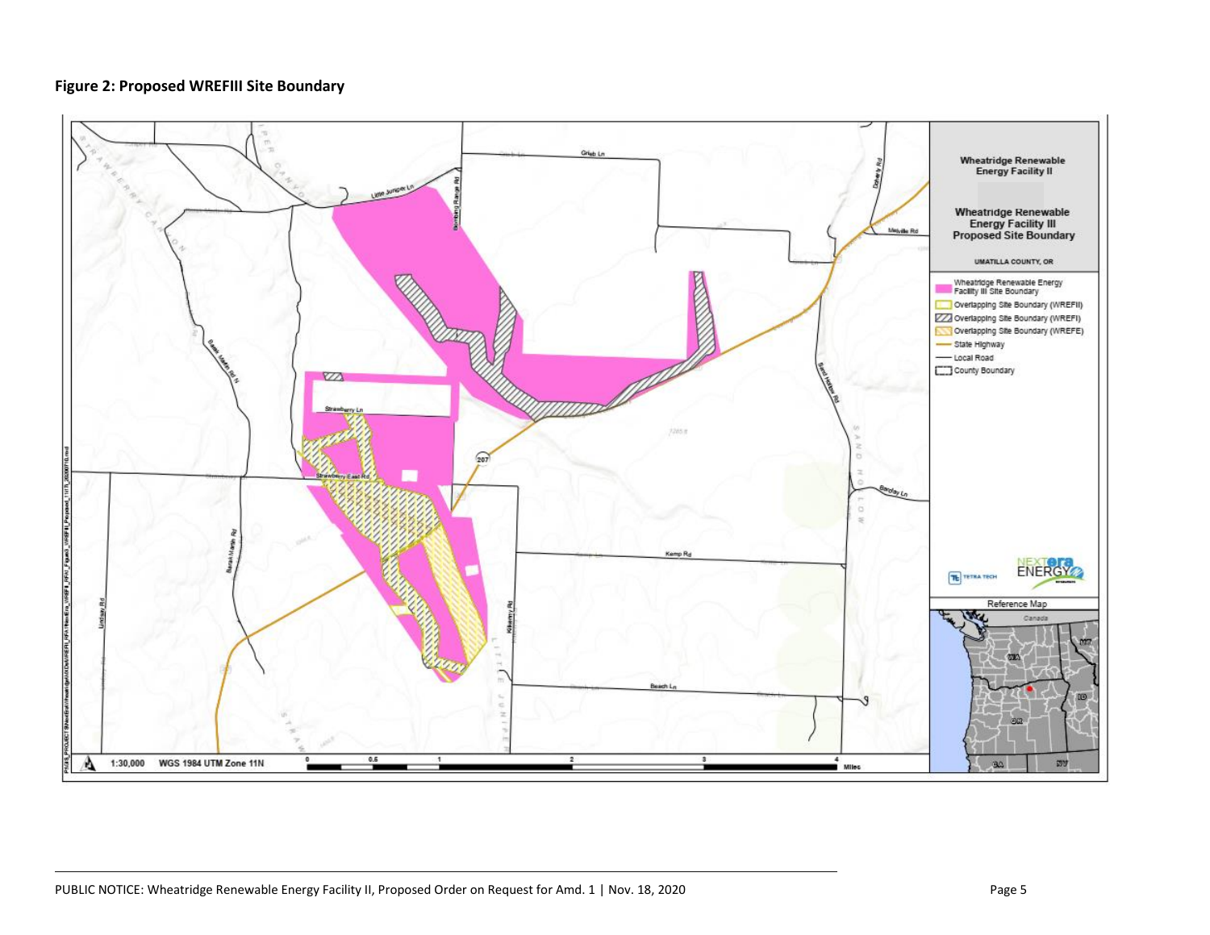**Figure 2: Proposed WREFIII Site Boundary**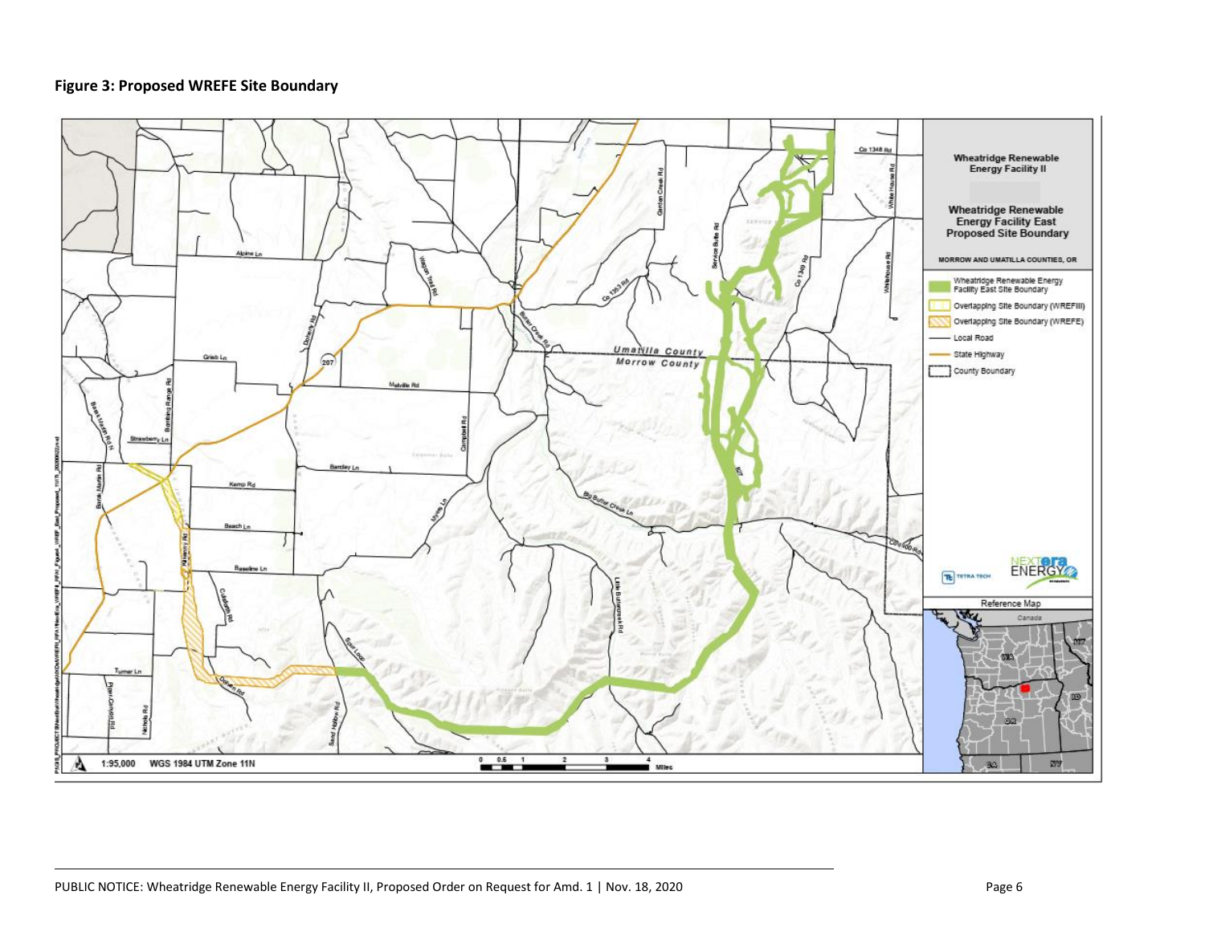**Figure 3: Proposed WREFE Site Boundary**

Wheatridge Renewable Energy Facility II

Wheatridge Renewable Energy Facility East Proposed Site Boundary

MORROW AND UMATILLA COUNTIES, OR

Wheatridge Renewable Energy Facility East Site Boundary

Overlapping Site Boundary (WREFIII)

Overlapping Site Boundary (WREFE)

Local Road

State Highway

County Boundary

Reference Map

1:95,000 WGS 1984 UTM Zone 11N

0 0.5 1 2 3 4 Miles